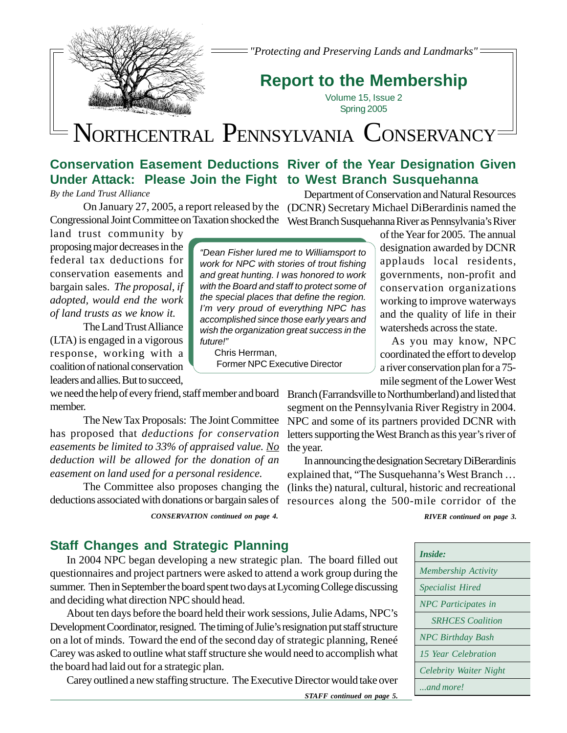*"Protecting and Preserving Lands and Landmarks"*

# Report to the Membership

Volume 15, Issue 2
Spring 2005

# NORTHCENTRAL PENNSYLVANIA CONSERVANCY

## Conservation Easement Deductions Under Attack: Please Join the Fight

*By the Land Trust Alliance*

On January 27, 2005, a report released by the Congressional Joint Committee on Taxation shocked the land trust community by proposing major decreases in the federal tax deductions for conservation easements and bargain sales. *The proposal, if adopted, would end the work of land trusts as we know it.*

The Land Trust Alliance (LTA) is engaged in a vigorous response, working with a coalition of national conservation leaders and allies. But to succeed, we need the help of every friend, staff member and board member.

The New Tax Proposals: The Joint Committee has proposed that *deductions for conservation easements be limited to 33% of appraised value. No deduction will be allowed for the donation of an easement on land used for a personal residence.*

The Committee also proposes changing the deductions associated with donations or bargain sales of

*CONSERVATION continued on page 4.*

> *"Dean Fisher lured me to Williamsport to work for NPC with stories of trout fishing and great hunting. I was honored to work with the Board and staff to protect some of the special places that define the region. I'm very proud of everything NPC has accomplished since those early years and wish the organization great success in the future!"*
>
> Chris Herrman,
> Former NPC Executive Director

## River of the Year Designation Given to West Branch Susquehanna

Department of Conservation and Natural Resources (DCNR) Secretary Michael DiBerardinis named the West Branch Susquehanna River as Pennsylvania's River of the Year for 2005. The annual designation awarded by DCNR applauds local residents, governments, non-profit and conservation organizations working to improve waterways and the quality of life in their watersheds across the state.

As you may know, NPC coordinated the effort to develop a river conservation plan for a 75-mile segment of the Lower West Branch (Farrandsville to Northumberland) and listed that segment on the Pennsylvania River Registry in 2004. NPC and some of its partners provided DCNR with letters supporting the West Branch as this year's river of the year.

In announcing the designation Secretary DiBerardinis explained that, "The Susquehanna's West Branch … (links the) natural, cultural, historic and recreational resources along the 500-mile corridor of the

*RIVER continued on page 3.*

## Staff Changes and Strategic Planning

In 2004 NPC began developing a new strategic plan. The board filled out questionnaires and project partners were asked to attend a work group during the summer. Then in September the board spent two days at Lycoming College discussing and deciding what direction NPC should head.

About ten days before the board held their work sessions, Julie Adams, NPC's Development Coordinator, resigned. The timing of Julie's resignation put staff structure on a lot of minds. Toward the end of the second day of strategic planning, Reneé Carey was asked to outline what staff structure she would need to accomplish what the board had laid out for a strategic plan.

Carey outlined a new staffing structure. The Executive Director would take over

*STAFF continued on page 5.*

| *Inside:* |
| --- |
| *Membership Activity* |
| *Specialist Hired* |
| *NPC Participates in SRHCES Coalition* |
| *NPC Birthday Bash* |
| *15 Year Celebration* |
| *Celebrity Waiter Night* |
| *...and more!* |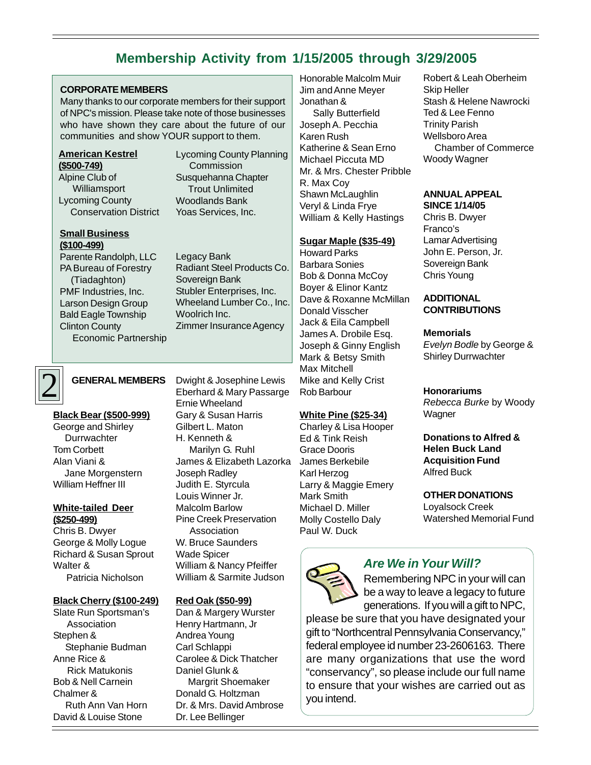## Membership Activity from 1/15/2005 through 3/29/2005

### CORPORATE MEMBERS

Many thanks to our corporate members for their support of NPC's mission. Please take note of those businesses who have shown they care about the future of our communities and show YOUR support to them.

**American Kestrel ($500-749)**

Alpine Club of Williamsport
Lycoming County Conservation District
Lycoming County Planning Commission
Susquehanna Chapter Trout Unlimited
Woodlands Bank
Yoas Services, Inc.

**Small Business ($100-499)**

Parente Randolph, LLC
PA Bureau of Forestry (Tiadaghton)
PMF Industries, Inc.
Larson Design Group
Bald Eagle Township
Clinton County Economic Partnership
Legacy Bank
Radiant Steel Products Co.
Sovereign Bank
Stubler Enterprises, Inc.
Wheeland Lumber Co., Inc.
Woolrich Inc.
Zimmer Insurance Agency

### GENERAL MEMBERS

**Black Bear ($500-999)**

George and Shirley Durrwachter
Tom Corbett
Alan Viani & Jane Morgenstern
William Heffner III

**White-tailed Deer ($250-499)**

Chris B. Dwyer
George & Molly Logue
Richard & Susan Sprout
Walter & Patricia Nicholson

**Black Cherry ($100-249)**

Slate Run Sportsman's Association
Stephen & Stephanie Budman
Anne Rice & Rick Matukonis
Bob & Nell Carnein
Chalmer & Ruth Ann Van Horn
David & Louise Stone
Dwight & Josephine Lewis
Eberhard & Mary Passarge
Ernie Wheeland
Gary & Susan Harris
Gilbert L. Maton
H. Kenneth & Marilyn G. Ruhl
James & Elizabeth Lazorka
Joseph Radley
Judith E. Styrcula
Louis Winner Jr.
Malcolm Barlow
Pine Creek Preservation Association
W. Bruce Saunders
Wade Spicer
William & Nancy Pfeiffer
William & Sarmite Judson

**Red Oak ($50-99)**

Dan & Margery Wurster
Henry Hartmann, Jr
Andrea Young
Carl Schlappi
Carolee & Dick Thatcher
Daniel Glunk & Margrit Shoemaker
Donald G. Holtzman
Dr. & Mrs. David Ambrose
Dr. Lee Bellinger
Honorable Malcolm Muir
Jim and Anne Meyer
Jonathan & Sally Butterfield
Joseph A. Pecchia
Karen Rush
Katherine & Sean Erno
Michael Piccuta MD
Mr. & Mrs. Chester Pribble
R. Max Coy
Shawn McLaughlin
Veryl & Linda Frye
William & Kelly Hastings

**Sugar Maple ($35-49)**

Howard Parks
Barbara Sonies
Bob & Donna McCoy
Boyer & Elinor Kantz
Dave & Roxanne McMillan
Donald Visscher
Jack & Eila Campbell
James A. Drobile Esq.
Joseph & Ginny English
Mark & Betsy Smith
Max Mitchell
Mike and Kelly Crist
Rob Barbour

**White Pine ($25-34)**

Charley & Lisa Hooper
Ed & Tink Reish
Grace Dooris
James Berkebile
Karl Herzog
Larry & Maggie Emery
Mark Smith
Michael D. Miller
Molly Costello Daly
Paul W. Duck
Robert & Leah Oberheim
Skip Heller
Stash & Helene Nawrocki
Ted & Lee Fenno
Trinity Parish
Wellsboro Area Chamber of Commerce
Woody Wagner

### ANNUAL APPEAL SINCE 1/14/05

Chris B. Dwyer
Franco's
Lamar Advertising
John E. Person, Jr.
Sovereign Bank
Chris Young

### ADDITIONAL CONTRIBUTIONS

**Memorials**

*Evelyn Bodle* by George & Shirley Durrwachter

**Honorariums**

*Rebecca Burke* by Woody Wagner

**Donations to Alfred & Helen Buck Land Acquisition Fund**

Alfred Buck

### OTHER DONATIONS

Loyalsock Creek Watershed Memorial Fund

### *Are We in Your Will?*

Remembering NPC in your will can be a way to leave a legacy to future generations. If you will a gift to NPC, please be sure that you have designated your gift to "Northcentral Pennsylvania Conservancy," federal employee id number 23-2606163. There are many organizations that use the word "conservancy", so please include our full name to ensure that your wishes are carried out as you intend.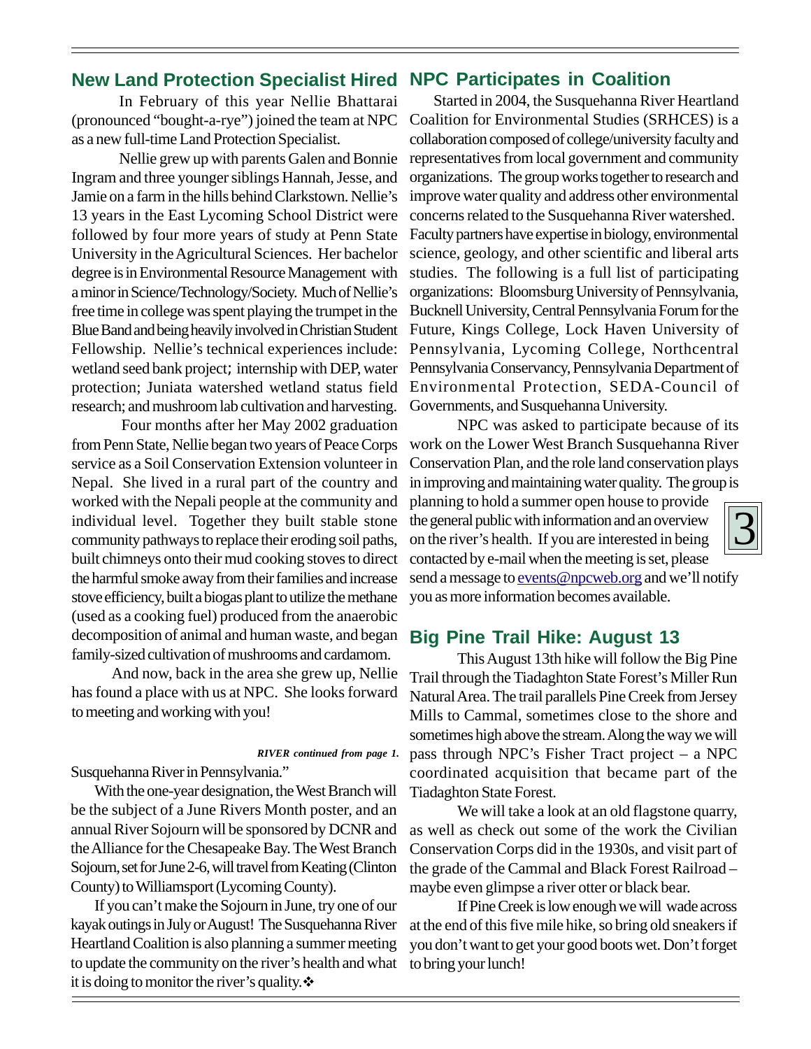## New Land Protection Specialist Hired

In February of this year Nellie Bhattarai (pronounced "bought-a-rye") joined the team at NPC as a new full-time Land Protection Specialist.

Nellie grew up with parents Galen and Bonnie Ingram and three younger siblings Hannah, Jesse, and Jamie on a farm in the hills behind Clarkstown. Nellie's 13 years in the East Lycoming School District were followed by four more years of study at Penn State University in the Agricultural Sciences. Her bachelor degree is in Environmental Resource Management with a minor in Science/Technology/Society. Much of Nellie's free time in college was spent playing the trumpet in the Blue Band and being heavily involved in Christian Student Fellowship. Nellie's technical experiences include: wetland seed bank project; internship with DEP, water protection; Juniata watershed wetland status field research; and mushroom lab cultivation and harvesting.

Four months after her May 2002 graduation from Penn State, Nellie began two years of Peace Corps service as a Soil Conservation Extension volunteer in Nepal. She lived in a rural part of the country and worked with the Nepali people at the community and individual level. Together they built stable stone community pathways to replace their eroding soil paths, built chimneys onto their mud cooking stoves to direct the harmful smoke away from their families and increase stove efficiency, built a biogas plant to utilize the methane (used as a cooking fuel) produced from the anaerobic decomposition of animal and human waste, and began family-sized cultivation of mushrooms and cardamom.

And now, back in the area she grew up, Nellie has found a place with us at NPC. She looks forward to meeting and working with you!

***RIVER continued from page 1.***

Susquehanna River in Pennsylvania."

With the one-year designation, the West Branch will be the subject of a June Rivers Month poster, and an annual River Sojourn will be sponsored by DCNR and the Alliance for the Chesapeake Bay. The West Branch Sojourn, set for June 2-6, will travel from Keating (Clinton County) to Williamsport (Lycoming County).

If you can't make the Sojourn in June, try one of our kayak outings in July or August! The Susquehanna River Heartland Coalition is also planning a summer meeting to update the community on the river's health and what it is doing to monitor the river's quality.❖

## NPC Participates in Coalition

Started in 2004, the Susquehanna River Heartland Coalition for Environmental Studies (SRHCES) is a collaboration composed of college/university faculty and representatives from local government and community organizations. The group works together to research and improve water quality and address other environmental concerns related to the Susquehanna River watershed. Faculty partners have expertise in biology, environmental science, geology, and other scientific and liberal arts studies. The following is a full list of participating organizations: Bloomsburg University of Pennsylvania, Bucknell University, Central Pennsylvania Forum for the Future, Kings College, Lock Haven University of Pennsylvania, Lycoming College, Northcentral Pennsylvania Conservancy, Pennsylvania Department of Environmental Protection, SEDA-Council of Governments, and Susquehanna University.

NPC was asked to participate because of its work on the Lower West Branch Susquehanna River Conservation Plan, and the role land conservation plays in improving and maintaining water quality. The group is planning to hold a summer open house to provide the general public with information and an overview on the river's health. If you are interested in being contacted by e-mail when the meeting is set, please send a message to events@npcweb.org and we'll notify you as more information becomes available.

## Big Pine Trail Hike: August 13

This August 13th hike will follow the Big Pine Trail through the Tiadaghton State Forest's Miller Run Natural Area. The trail parallels Pine Creek from Jersey Mills to Cammal, sometimes close to the shore and sometimes high above the stream. Along the way we will pass through NPC's Fisher Tract project – a NPC coordinated acquisition that became part of the Tiadaghton State Forest.

We will take a look at an old flagstone quarry, as well as check out some of the work the Civilian Conservation Corps did in the 1930s, and visit part of the grade of the Cammal and Black Forest Railroad – maybe even glimpse a river otter or black bear.

If Pine Creek is low enough we will wade across at the end of this five mile hike, so bring old sneakers if you don't want to get your good boots wet. Don't forget to bring your lunch!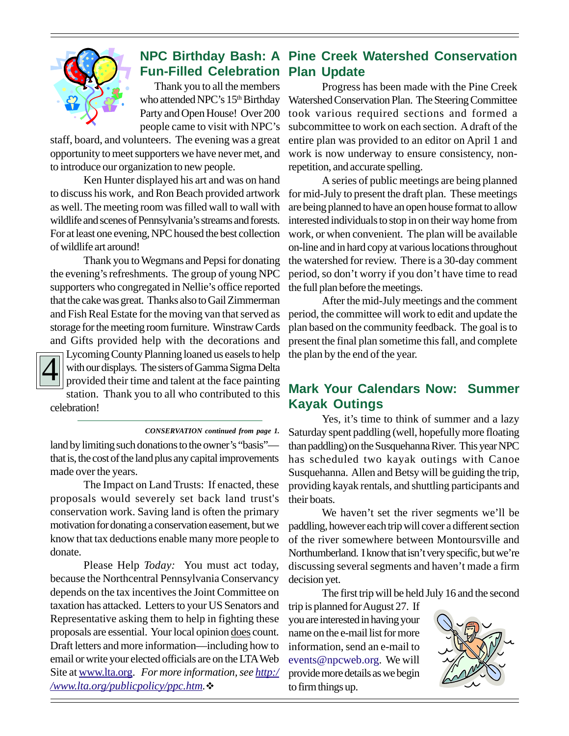## NPC Birthday Bash: A Fun-Filled Celebration

Thank you to all the members who attended NPC's 15th Birthday Party and Open House! Over 200 people came to visit with NPC's staff, board, and volunteers. The evening was a great opportunity to meet supporters we have never met, and to introduce our organization to new people.

Ken Hunter displayed his art and was on hand to discuss his work, and Ron Beach provided artwork as well. The meeting room was filled wall to wall with wildlife and scenes of Pennsylvania's streams and forests. For at least one evening, NPC housed the best collection of wildlife art around!

Thank you to Wegmans and Pepsi for donating the evening's refreshments. The group of young NPC supporters who congregated in Nellie's office reported that the cake was great. Thanks also to Gail Zimmerman and Fish Real Estate for the moving van that served as storage for the meeting room furniture. Winstraw Cards and Gifts provided help with the decorations and Lycoming County Planning loaned us easels to help with our displays. The sisters of Gamma Sigma Delta provided their time and talent at the face painting station. Thank you to all who contributed to this celebration!

---

***CONSERVATION continued from page 1.***

land by limiting such donations to the owner's "basis"—that is, the cost of the land plus any capital improvements made over the years.

The Impact on Land Trusts: If enacted, these proposals would severely set back land trust's conservation work. Saving land is often the primary motivation for donating a conservation easement, but we know that tax deductions enable many more people to donate.

Please Help *Today:* You must act today, because the Northcentral Pennsylvania Conservancy depends on the tax incentives the Joint Committee on taxation has attacked. Letters to your US Senators and Representative asking them to help in fighting these proposals are essential. Your local opinion does count. Draft letters and more information—including how to email or write your elected officials are on the LTA Web Site at www.lta.org. *For more information, see http://www.lta.org/publicpolicy/ppc.htm.* ❖

## Pine Creek Watershed Conservation Plan Update

Progress has been made with the Pine Creek Watershed Conservation Plan. The Steering Committee took various required sections and formed a subcommittee to work on each section. A draft of the entire plan was provided to an editor on April 1 and work is now underway to ensure consistency, non-repetition, and accurate spelling.

A series of public meetings are being planned for mid-July to present the draft plan. These meetings are being planned to have an open house format to allow interested individuals to stop in on their way home from work, or when convenient. The plan will be available on-line and in hard copy at various locations throughout the watershed for review. There is a 30-day comment period, so don't worry if you don't have time to read the full plan before the meetings.

After the mid-July meetings and the comment period, the committee will work to edit and update the plan based on the community feedback. The goal is to present the final plan sometime this fall, and complete the plan by the end of the year.

## Mark Your Calendars Now: Summer Kayak Outings

Yes, it's time to think of summer and a lazy Saturday spent paddling (well, hopefully more floating than paddling) on the Susquehanna River. This year NPC has scheduled two kayak outings with Canoe Susquehanna. Allen and Betsy will be guiding the trip, providing kayak rentals, and shuttling participants and their boats.

We haven't set the river segments we'll be paddling, however each trip will cover a different section of the river somewhere between Montoursville and Northumberland. I know that isn't very specific, but we're discussing several segments and haven't made a firm decision yet.

The first trip will be held July 16 and the second trip is planned for August 27. If you are interested in having your name on the e-mail list for more information, send an e-mail to events@npcweb.org. We will provide more details as we begin to firm things up.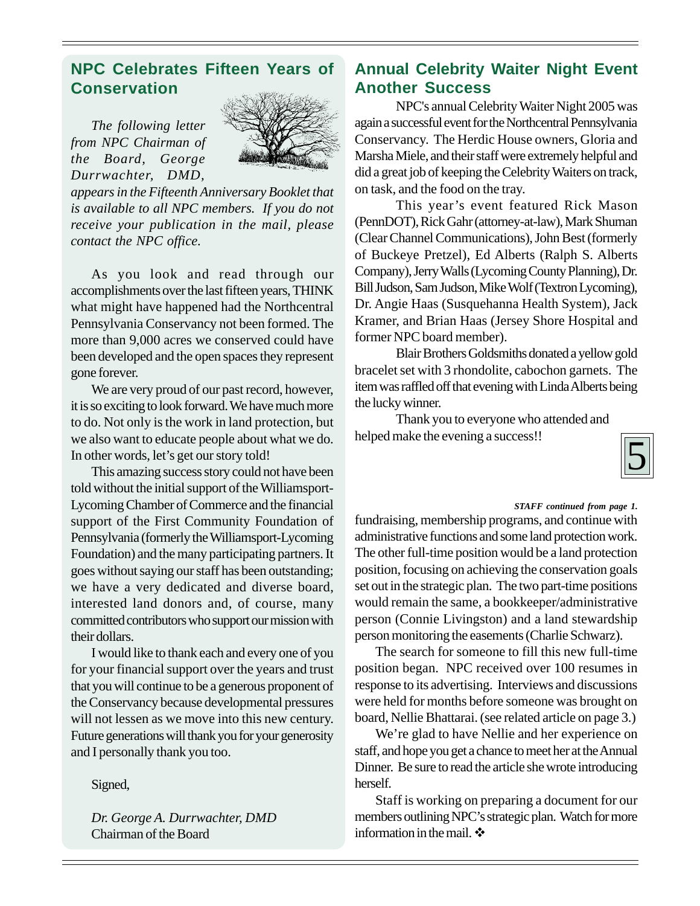## NPC Celebrates Fifteen Years of Conservation

*The following letter from NPC Chairman of the Board, George Durrwachter, DMD, appears in the Fifteenth Anniversary Booklet that is available to all NPC members. If you do not receive your publication in the mail, please contact the NPC office.*

As you look and read through our accomplishments over the last fifteen years, THINK what might have happened had the Northcentral Pennsylvania Conservancy not been formed. The more than 9,000 acres we conserved could have been developed and the open spaces they represent gone forever.

We are very proud of our past record, however, it is so exciting to look forward. We have much more to do. Not only is the work in land protection, but we also want to educate people about what we do. In other words, let's get our story told!

This amazing success story could not have been told without the initial support of the Williamsport-Lycoming Chamber of Commerce and the financial support of the First Community Foundation of Pennsylvania (formerly the Williamsport-Lycoming Foundation) and the many participating partners. It goes without saying our staff has been outstanding; we have a very dedicated and diverse board, interested land donors and, of course, many committed contributors who support our mission with their dollars.

I would like to thank each and every one of you for your financial support over the years and trust that you will continue to be a generous proponent of the Conservancy because developmental pressures will not lessen as we move into this new century. Future generations will thank you for your generosity and I personally thank you too.

Signed,

*Dr. George A. Durrwachter, DMD*
Chairman of the Board

## Annual Celebrity Waiter Night Event Another Success

NPC's annual Celebrity Waiter Night 2005 was again a successful event for the Northcentral Pennsylvania Conservancy. The Herdic House owners, Gloria and Marsha Miele, and their staff were extremely helpful and did a great job of keeping the Celebrity Waiters on track, on task, and the food on the tray.

This year's event featured Rick Mason (PennDOT), Rick Gahr (attorney-at-law), Mark Shuman (Clear Channel Communications), John Best (formerly of Buckeye Pretzel), Ed Alberts (Ralph S. Alberts Company), Jerry Walls (Lycoming County Planning), Dr. Bill Judson, Sam Judson, Mike Wolf (Textron Lycoming), Dr. Angie Haas (Susquehanna Health System), Jack Kramer, and Brian Haas (Jersey Shore Hospital and former NPC board member).

Blair Brothers Goldsmiths donated a yellow gold bracelet set with 3 rhondolite, cabochon garnets. The item was raffled off that evening with Linda Alberts being the lucky winner.

Thank you to everyone who attended and helped make the evening a success!!

***STAFF continued from page 1.***

fundraising, membership programs, and continue with administrative functions and some land protection work. The other full-time position would be a land protection position, focusing on achieving the conservation goals set out in the strategic plan. The two part-time positions would remain the same, a bookkeeper/administrative person (Connie Livingston) and a land stewardship person monitoring the easements (Charlie Schwarz).

The search for someone to fill this new full-time position began. NPC received over 100 resumes in response to its advertising. Interviews and discussions were held for months before someone was brought on board, Nellie Bhattarai. (see related article on page 3.)

We're glad to have Nellie and her experience on staff, and hope you get a chance to meet her at the Annual Dinner. Be sure to read the article she wrote introducing herself.

Staff is working on preparing a document for our members outlining NPC's strategic plan. Watch for more information in the mail. ❖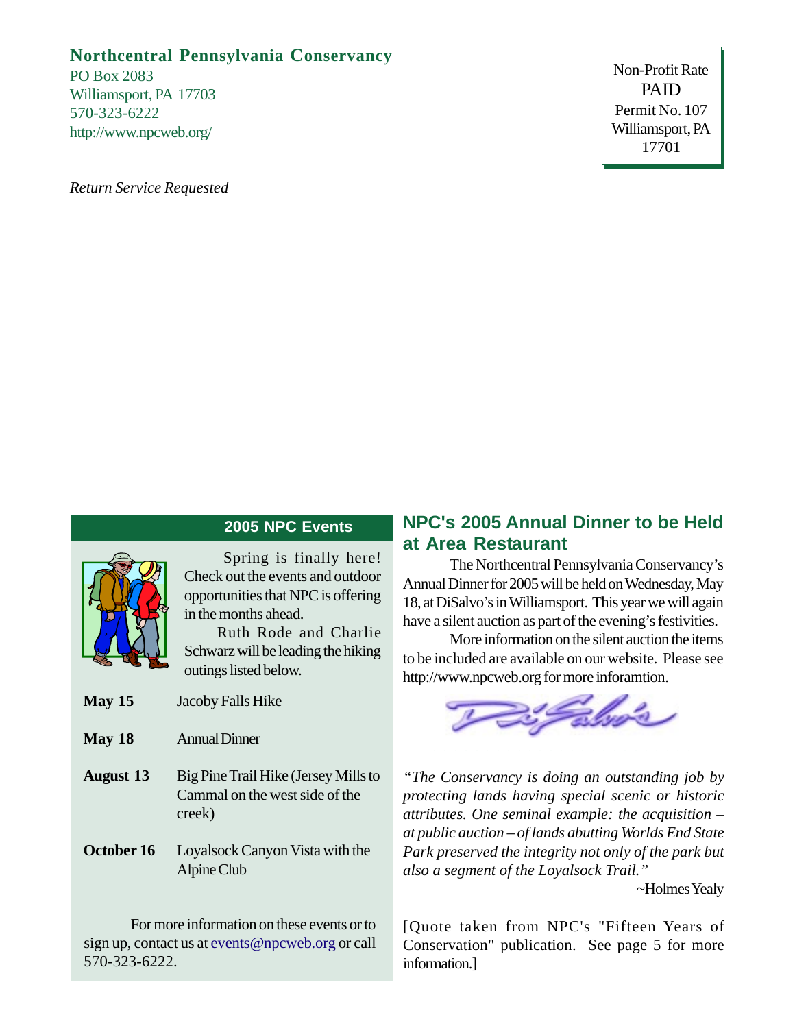**Northcentral Pennsylvania Conservancy**
PO Box 2083
Williamsport, PA 17703
570-323-6222
http://www.npcweb.org/

*Return Service Requested*

Non-Profit Rate
PAID
Permit No. 107
Williamsport, PA
17701

## 2005 NPC Events

Spring is finally here! Check out the events and outdoor opportunities that NPC is offering in the months ahead.

Ruth Rode and Charlie Schwarz will be leading the hiking outings listed below.

| | |
|---|---|
| **May 15** | Jacoby Falls Hike |
| **May 18** | Annual Dinner |
| **August 13** | Big Pine Trail Hike (Jersey Mills to Cammal on the west side of the creek) |
| **October 16** | Loyalsock Canyon Vista with the Alpine Club |

For more information on these events or to sign up, contact us at events@npcweb.org or call 570-323-6222.

## NPC's 2005 Annual Dinner to be Held at Area Restaurant

The Northcentral Pennsylvania Conservancy's Annual Dinner for 2005 will be held on Wednesday, May 18, at DiSalvo's in Williamsport. This year we will again have a silent auction as part of the evening's festivities.

More information on the silent auction the items to be included are available on our website. Please see http://www.npcweb.org for more inforamtion.

DiSalvo's

*"The Conservancy is doing an outstanding job by protecting lands having special scenic or historic attributes. One seminal example: the acquisition – at public auction – of lands abutting Worlds End State Park preserved the integrity not only of the park but also a segment of the Loyalsock Trail."*

~Holmes Yealy

[Quote taken from NPC's "Fifteen Years of Conservation" publication. See page 5 for more information.]